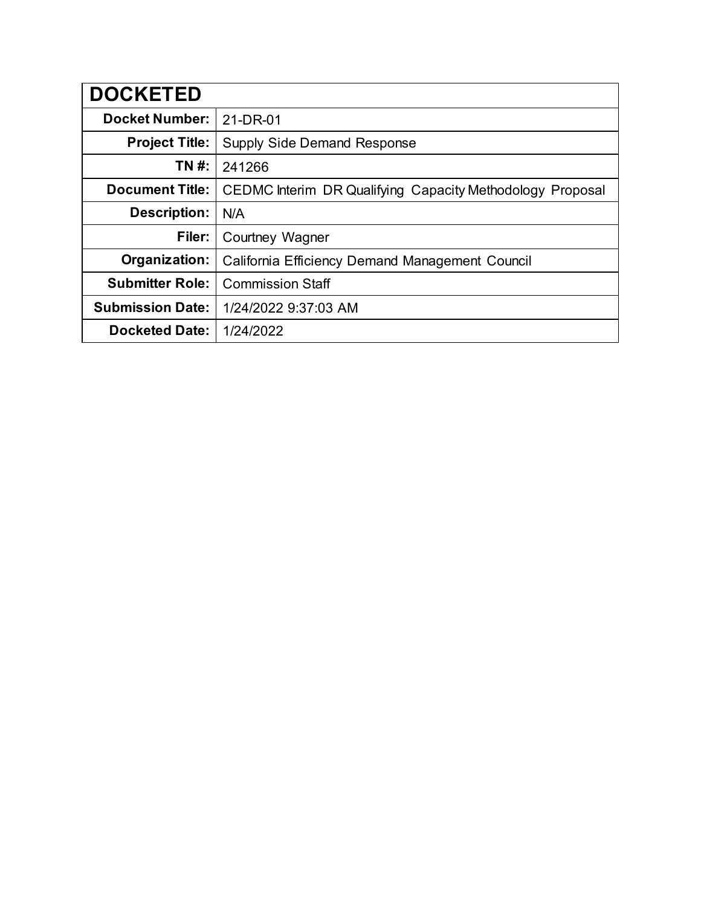| DOCKETED | |
|---|---|
| **Docket Number:** | 21-DR-01 |
| **Project Title:** | Supply Side Demand Response |
| **TN #:** | 241266 |
| **Document Title:** | CEDMC Interim DR Qualifying Capacity Methodology Proposal |
| **Description:** | N/A |
| **Filer:** | Courtney Wagner |
| **Organization:** | California Efficiency Demand Management Council |
| **Submitter Role:** | Commission Staff |
| **Submission Date:** | 1/24/2022 9:37:03 AM |
| **Docketed Date:** | 1/24/2022 |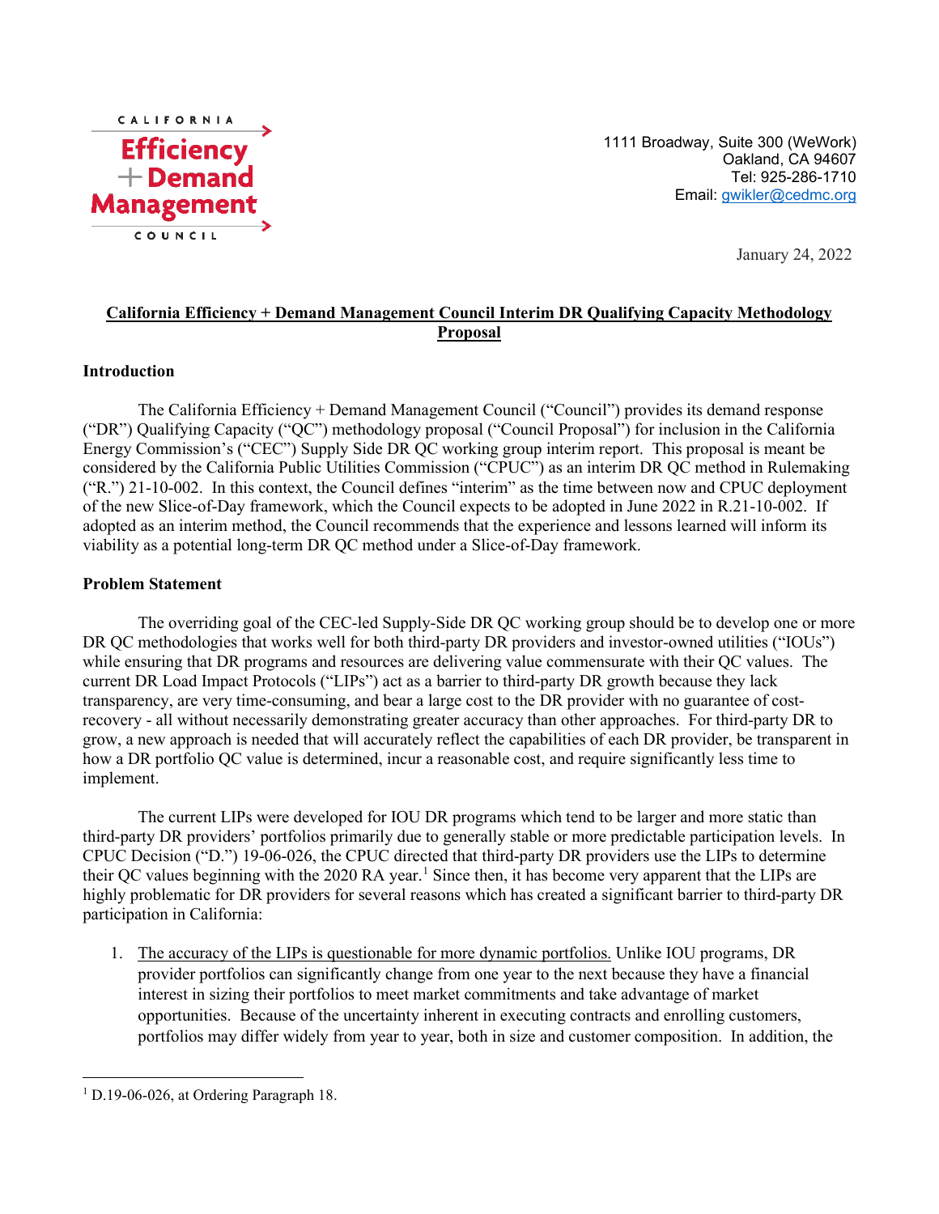CALIFORNIA
Efficiency + Demand Management
COUNCIL

1111 Broadway, Suite 300 (WeWork)
Oakland, CA 94607
Tel: 925-286-1710
Email: gwikler@cedmc.org

January 24, 2022

**California Efficiency + Demand Management Council Interim DR Qualifying Capacity Methodology Proposal**

**Introduction**

The California Efficiency + Demand Management Council ("Council") provides its demand response ("DR") Qualifying Capacity ("QC") methodology proposal ("Council Proposal") for inclusion in the California Energy Commission's ("CEC") Supply Side DR QC working group interim report. This proposal is meant be considered by the California Public Utilities Commission ("CPUC") as an interim DR QC method in Rulemaking ("R.") 21-10-002. In this context, the Council defines "interim" as the time between now and CPUC deployment of the new Slice-of-Day framework, which the Council expects to be adopted in June 2022 in R.21-10-002. If adopted as an interim method, the Council recommends that the experience and lessons learned will inform its viability as a potential long-term DR QC method under a Slice-of-Day framework.

**Problem Statement**

The overriding goal of the CEC-led Supply-Side DR QC working group should be to develop one or more DR QC methodologies that works well for both third-party DR providers and investor-owned utilities ("IOUs") while ensuring that DR programs and resources are delivering value commensurate with their QC values. The current DR Load Impact Protocols ("LIPs") act as a barrier to third-party DR growth because they lack transparency, are very time-consuming, and bear a large cost to the DR provider with no guarantee of cost-recovery - all without necessarily demonstrating greater accuracy than other approaches. For third-party DR to grow, a new approach is needed that will accurately reflect the capabilities of each DR provider, be transparent in how a DR portfolio QC value is determined, incur a reasonable cost, and require significantly less time to implement.

The current LIPs were developed for IOU DR programs which tend to be larger and more static than third-party DR providers' portfolios primarily due to generally stable or more predictable participation levels. In CPUC Decision ("D.") 19-06-026, the CPUC directed that third-party DR providers use the LIPs to determine their QC values beginning with the 2020 RA year.[1] Since then, it has become very apparent that the LIPs are highly problematic for DR providers for several reasons which has created a significant barrier to third-party DR participation in California:

1. The accuracy of the LIPs is questionable for more dynamic portfolios. Unlike IOU programs, DR provider portfolios can significantly change from one year to the next because they have a financial interest in sizing their portfolios to meet market commitments and take advantage of market opportunities. Because of the uncertainty inherent in executing contracts and enrolling customers, portfolios may differ widely from year to year, both in size and customer composition. In addition, the

[1] D.19-06-026, at Ordering Paragraph 18.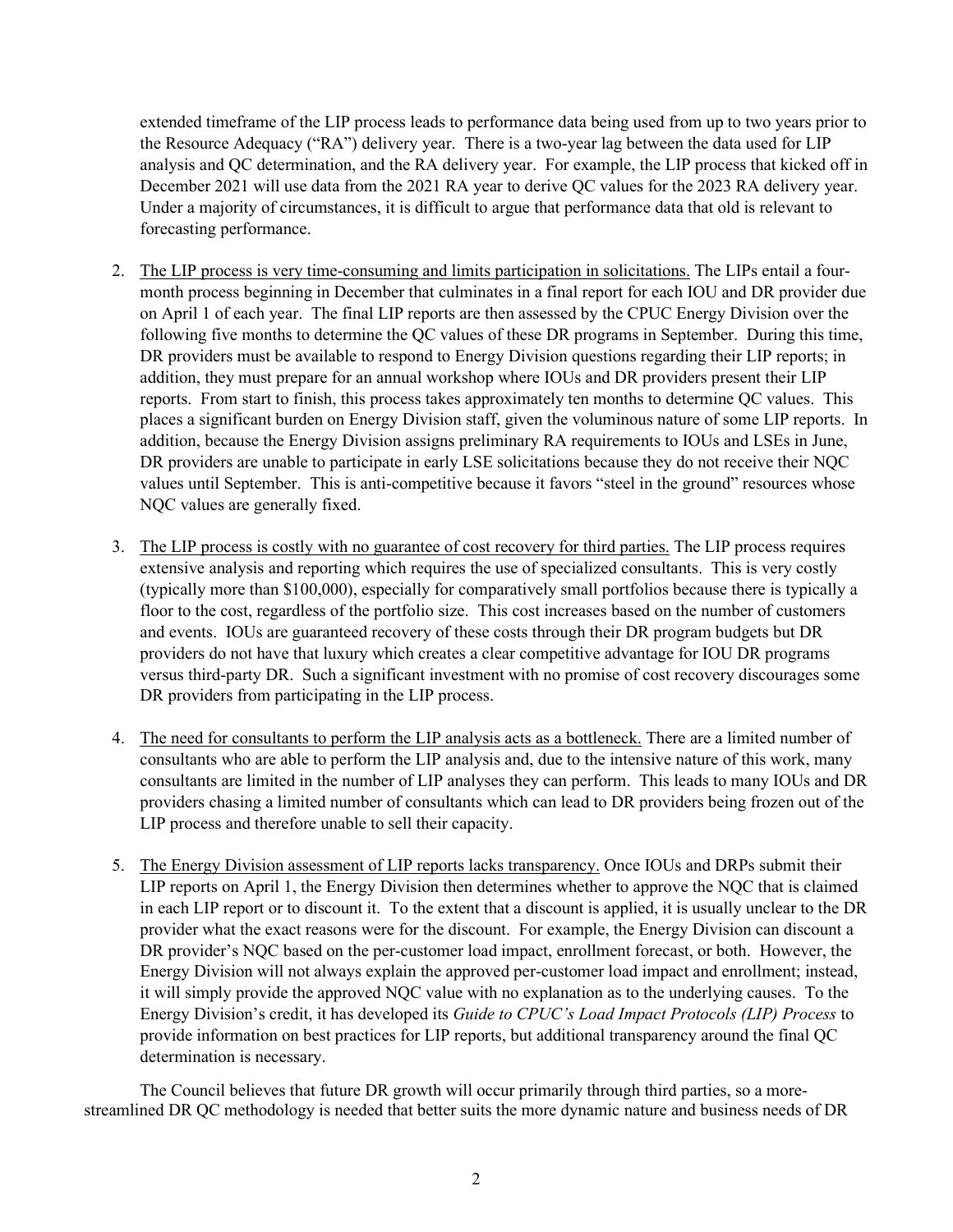extended timeframe of the LIP process leads to performance data being used from up to two years prior to the Resource Adequacy ("RA") delivery year. There is a two-year lag between the data used for LIP analysis and QC determination, and the RA delivery year. For example, the LIP process that kicked off in December 2021 will use data from the 2021 RA year to derive QC values for the 2023 RA delivery year. Under a majority of circumstances, it is difficult to argue that performance data that old is relevant to forecasting performance.

2. <u>The LIP process is very time-consuming and limits participation in solicitations.</u> The LIPs entail a four-month process beginning in December that culminates in a final report for each IOU and DR provider due on April 1 of each year. The final LIP reports are then assessed by the CPUC Energy Division over the following five months to determine the QC values of these DR programs in September. During this time, DR providers must be available to respond to Energy Division questions regarding their LIP reports; in addition, they must prepare for an annual workshop where IOUs and DR providers present their LIP reports. From start to finish, this process takes approximately ten months to determine QC values. This places a significant burden on Energy Division staff, given the voluminous nature of some LIP reports. In addition, because the Energy Division assigns preliminary RA requirements to IOUs and LSEs in June, DR providers are unable to participate in early LSE solicitations because they do not receive their NQC values until September. This is anti-competitive because it favors "steel in the ground" resources whose NQC values are generally fixed.

3. <u>The LIP process is costly with no guarantee of cost recovery for third parties.</u> The LIP process requires extensive analysis and reporting which requires the use of specialized consultants. This is very costly (typically more than $100,000), especially for comparatively small portfolios because there is typically a floor to the cost, regardless of the portfolio size. This cost increases based on the number of customers and events. IOUs are guaranteed recovery of these costs through their DR program budgets but DR providers do not have that luxury which creates a clear competitive advantage for IOU DR programs versus third-party DR. Such a significant investment with no promise of cost recovery discourages some DR providers from participating in the LIP process.

4. <u>The need for consultants to perform the LIP analysis acts as a bottleneck.</u> There are a limited number of consultants who are able to perform the LIP analysis and, due to the intensive nature of this work, many consultants are limited in the number of LIP analyses they can perform. This leads to many IOUs and DR providers chasing a limited number of consultants which can lead to DR providers being frozen out of the LIP process and therefore unable to sell their capacity.

5. <u>The Energy Division assessment of LIP reports lacks transparency.</u> Once IOUs and DRPs submit their LIP reports on April 1, the Energy Division then determines whether to approve the NQC that is claimed in each LIP report or to discount it. To the extent that a discount is applied, it is usually unclear to the DR provider what the exact reasons were for the discount. For example, the Energy Division can discount a DR provider's NQC based on the per-customer load impact, enrollment forecast, or both. However, the Energy Division will not always explain the approved per-customer load impact and enrollment; instead, it will simply provide the approved NQC value with no explanation as to the underlying causes. To the Energy Division's credit, it has developed its *Guide to CPUC's Load Impact Protocols (LIP) Process* to provide information on best practices for LIP reports, but additional transparency around the final QC determination is necessary.

The Council believes that future DR growth will occur primarily through third parties, so a more-streamlined DR QC methodology is needed that better suits the more dynamic nature and business needs of DR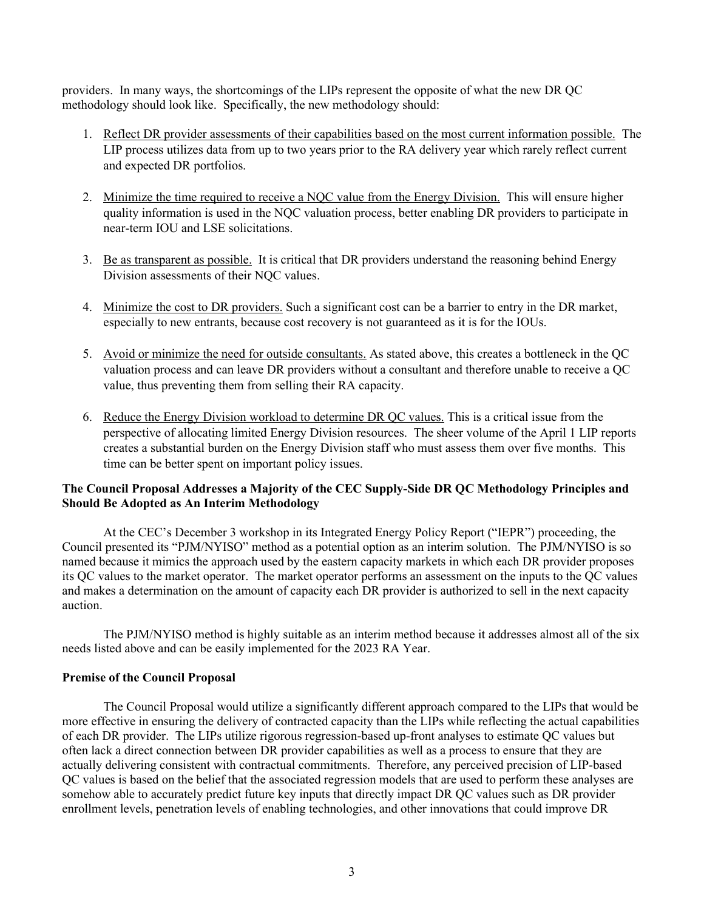providers. In many ways, the shortcomings of the LIPs represent the opposite of what the new DR QC methodology should look like. Specifically, the new methodology should:

1. Reflect DR provider assessments of their capabilities based on the most current information possible. The LIP process utilizes data from up to two years prior to the RA delivery year which rarely reflect current and expected DR portfolios.

2. Minimize the time required to receive a NQC value from the Energy Division. This will ensure higher quality information is used in the NQC valuation process, better enabling DR providers to participate in near-term IOU and LSE solicitations.

3. Be as transparent as possible. It is critical that DR providers understand the reasoning behind Energy Division assessments of their NQC values.

4. Minimize the cost to DR providers. Such a significant cost can be a barrier to entry in the DR market, especially to new entrants, because cost recovery is not guaranteed as it is for the IOUs.

5. Avoid or minimize the need for outside consultants. As stated above, this creates a bottleneck in the QC valuation process and can leave DR providers without a consultant and therefore unable to receive a QC value, thus preventing them from selling their RA capacity.

6. Reduce the Energy Division workload to determine DR QC values. This is a critical issue from the perspective of allocating limited Energy Division resources. The sheer volume of the April 1 LIP reports creates a substantial burden on the Energy Division staff who must assess them over five months. This time can be better spent on important policy issues.

**The Council Proposal Addresses a Majority of the CEC Supply-Side DR QC Methodology Principles and Should Be Adopted as An Interim Methodology**

At the CEC's December 3 workshop in its Integrated Energy Policy Report ("IEPR") proceeding, the Council presented its "PJM/NYISO" method as a potential option as an interim solution. The PJM/NYISO is so named because it mimics the approach used by the eastern capacity markets in which each DR provider proposes its QC values to the market operator. The market operator performs an assessment on the inputs to the QC values and makes a determination on the amount of capacity each DR provider is authorized to sell in the next capacity auction.

The PJM/NYISO method is highly suitable as an interim method because it addresses almost all of the six needs listed above and can be easily implemented for the 2023 RA Year.

**Premise of the Council Proposal**

The Council Proposal would utilize a significantly different approach compared to the LIPs that would be more effective in ensuring the delivery of contracted capacity than the LIPs while reflecting the actual capabilities of each DR provider. The LIPs utilize rigorous regression-based up-front analyses to estimate QC values but often lack a direct connection between DR provider capabilities as well as a process to ensure that they are actually delivering consistent with contractual commitments. Therefore, any perceived precision of LIP-based QC values is based on the belief that the associated regression models that are used to perform these analyses are somehow able to accurately predict future key inputs that directly impact DR QC values such as DR provider enrollment levels, penetration levels of enabling technologies, and other innovations that could improve DR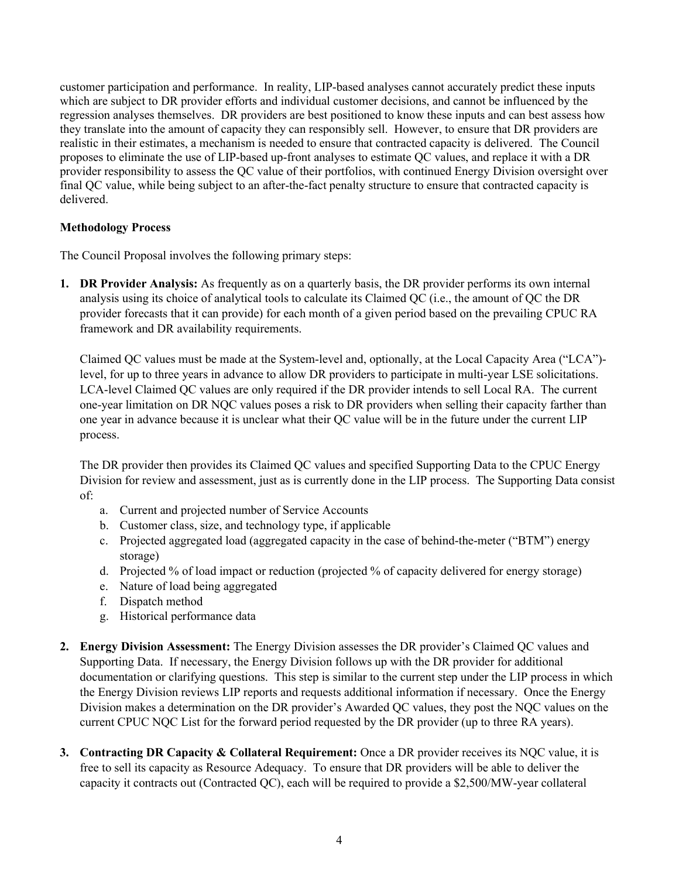customer participation and performance. In reality, LIP-based analyses cannot accurately predict these inputs which are subject to DR provider efforts and individual customer decisions, and cannot be influenced by the regression analyses themselves. DR providers are best positioned to know these inputs and can best assess how they translate into the amount of capacity they can responsibly sell. However, to ensure that DR providers are realistic in their estimates, a mechanism is needed to ensure that contracted capacity is delivered. The Council proposes to eliminate the use of LIP-based up-front analyses to estimate QC values, and replace it with a DR provider responsibility to assess the QC value of their portfolios, with continued Energy Division oversight over final QC value, while being subject to an after-the-fact penalty structure to ensure that contracted capacity is delivered.

**Methodology Process**

The Council Proposal involves the following primary steps:

1. **DR Provider Analysis:** As frequently as on a quarterly basis, the DR provider performs its own internal analysis using its choice of analytical tools to calculate its Claimed QC (i.e., the amount of QC the DR provider forecasts that it can provide) for each month of a given period based on the prevailing CPUC RA framework and DR availability requirements.

   Claimed QC values must be made at the System-level and, optionally, at the Local Capacity Area ("LCA")-level, for up to three years in advance to allow DR providers to participate in multi-year LSE solicitations. LCA-level Claimed QC values are only required if the DR provider intends to sell Local RA. The current one-year limitation on DR NQC values poses a risk to DR providers when selling their capacity farther than one year in advance because it is unclear what their QC value will be in the future under the current LIP process.

   The DR provider then provides its Claimed QC values and specified Supporting Data to the CPUC Energy Division for review and assessment, just as is currently done in the LIP process. The Supporting Data consist of:
   a. Current and projected number of Service Accounts
   b. Customer class, size, and technology type, if applicable
   c. Projected aggregated load (aggregated capacity in the case of behind-the-meter ("BTM") energy storage)
   d. Projected % of load impact or reduction (projected % of capacity delivered for energy storage)
   e. Nature of load being aggregated
   f. Dispatch method
   g. Historical performance data

2. **Energy Division Assessment:** The Energy Division assesses the DR provider's Claimed QC values and Supporting Data. If necessary, the Energy Division follows up with the DR provider for additional documentation or clarifying questions. This step is similar to the current step under the LIP process in which the Energy Division reviews LIP reports and requests additional information if necessary. Once the Energy Division makes a determination on the DR provider's Awarded QC values, they post the NQC values on the current CPUC NQC List for the forward period requested by the DR provider (up to three RA years).

3. **Contracting DR Capacity & Collateral Requirement:** Once a DR provider receives its NQC value, it is free to sell its capacity as Resource Adequacy. To ensure that DR providers will be able to deliver the capacity it contracts out (Contracted QC), each will be required to provide a $2,500/MW-year collateral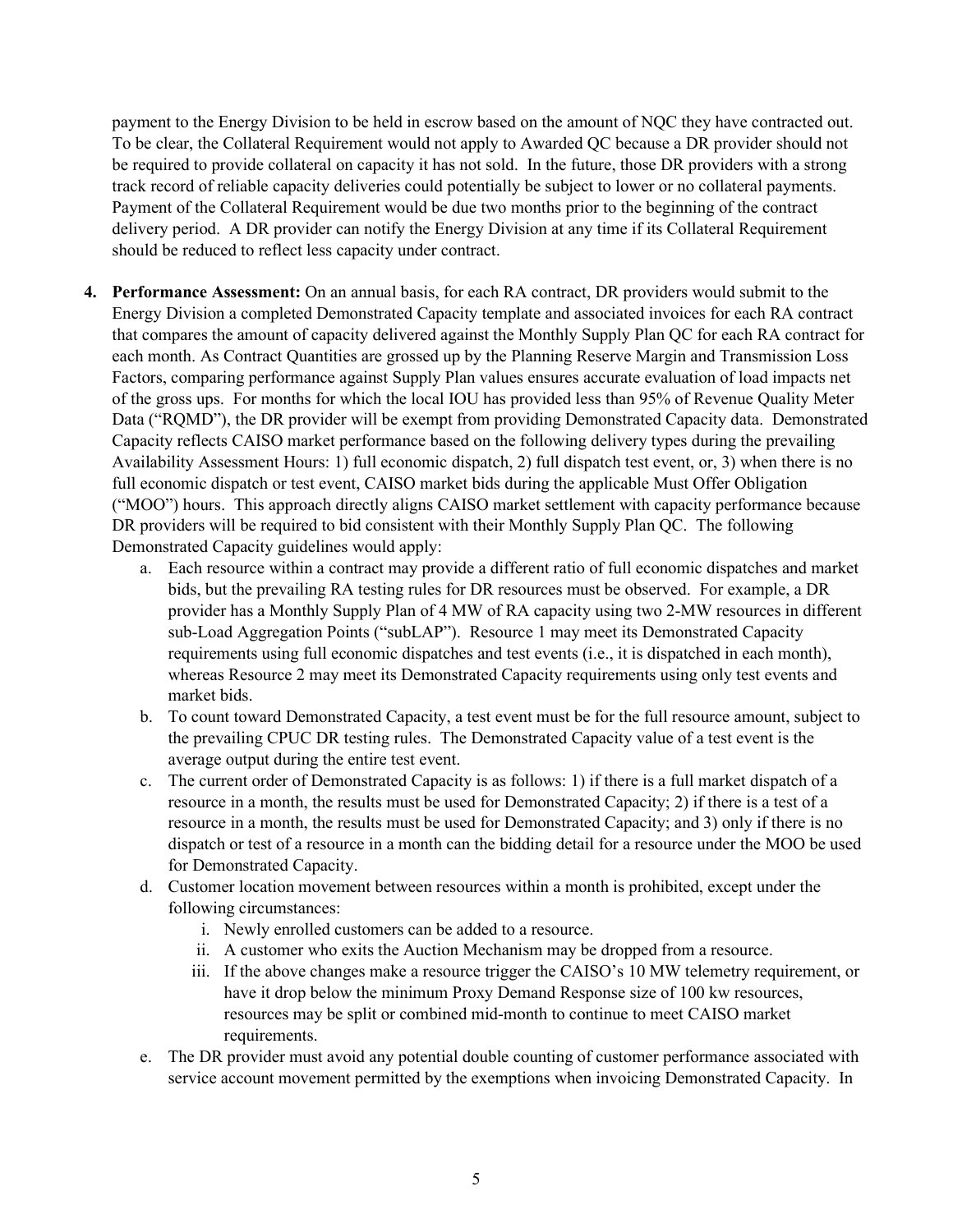payment to the Energy Division to be held in escrow based on the amount of NQC they have contracted out. To be clear, the Collateral Requirement would not apply to Awarded QC because a DR provider should not be required to provide collateral on capacity it has not sold. In the future, those DR providers with a strong track record of reliable capacity deliveries could potentially be subject to lower or no collateral payments. Payment of the Collateral Requirement would be due two months prior to the beginning of the contract delivery period. A DR provider can notify the Energy Division at any time if its Collateral Requirement should be reduced to reflect less capacity under contract.

4. **Performance Assessment:** On an annual basis, for each RA contract, DR providers would submit to the Energy Division a completed Demonstrated Capacity template and associated invoices for each RA contract that compares the amount of capacity delivered against the Monthly Supply Plan QC for each RA contract for each month. As Contract Quantities are grossed up by the Planning Reserve Margin and Transmission Loss Factors, comparing performance against Supply Plan values ensures accurate evaluation of load impacts net of the gross ups. For months for which the local IOU has provided less than 95% of Revenue Quality Meter Data ("RQMD"), the DR provider will be exempt from providing Demonstrated Capacity data. Demonstrated Capacity reflects CAISO market performance based on the following delivery types during the prevailing Availability Assessment Hours: 1) full economic dispatch, 2) full dispatch test event, or, 3) when there is no full economic dispatch or test event, CAISO market bids during the applicable Must Offer Obligation ("MOO") hours. This approach directly aligns CAISO market settlement with capacity performance because DR providers will be required to bid consistent with their Monthly Supply Plan QC. The following Demonstrated Capacity guidelines would apply:
   a. Each resource within a contract may provide a different ratio of full economic dispatches and market bids, but the prevailing RA testing rules for DR resources must be observed. For example, a DR provider has a Monthly Supply Plan of 4 MW of RA capacity using two 2-MW resources in different sub-Load Aggregation Points ("subLAP"). Resource 1 may meet its Demonstrated Capacity requirements using full economic dispatches and test events (i.e., it is dispatched in each month), whereas Resource 2 may meet its Demonstrated Capacity requirements using only test events and market bids.
   b. To count toward Demonstrated Capacity, a test event must be for the full resource amount, subject to the prevailing CPUC DR testing rules. The Demonstrated Capacity value of a test event is the average output during the entire test event.
   c. The current order of Demonstrated Capacity is as follows: 1) if there is a full market dispatch of a resource in a month, the results must be used for Demonstrated Capacity; 2) if there is a test of a resource in a month, the results must be used for Demonstrated Capacity; and 3) only if there is no dispatch or test of a resource in a month can the bidding detail for a resource under the MOO be used for Demonstrated Capacity.
   d. Customer location movement between resources within a month is prohibited, except under the following circumstances:
      i. Newly enrolled customers can be added to a resource.
      ii. A customer who exits the Auction Mechanism may be dropped from a resource.
      iii. If the above changes make a resource trigger the CAISO's 10 MW telemetry requirement, or have it drop below the minimum Proxy Demand Response size of 100 kw resources, resources may be split or combined mid-month to continue to meet CAISO market requirements.
   e. The DR provider must avoid any potential double counting of customer performance associated with service account movement permitted by the exemptions when invoicing Demonstrated Capacity. In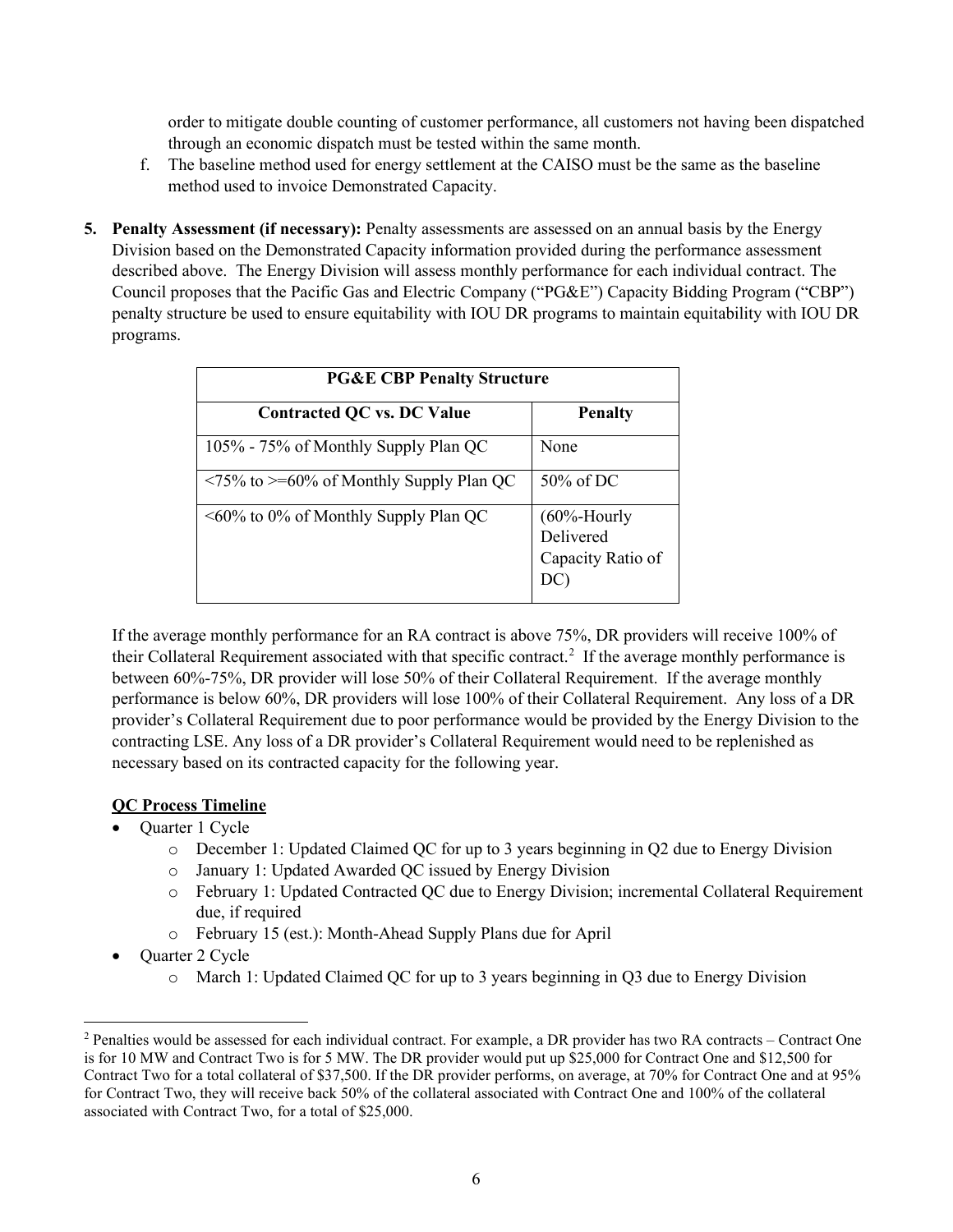order to mitigate double counting of customer performance, all customers not having been dispatched through an economic dispatch must be tested within the same month.

f. The baseline method used for energy settlement at the CAISO must be the same as the baseline method used to invoice Demonstrated Capacity.

5. **Penalty Assessment (if necessary):** Penalty assessments are assessed on an annual basis by the Energy Division based on the Demonstrated Capacity information provided during the performance assessment described above. The Energy Division will assess monthly performance for each individual contract. The Council proposes that the Pacific Gas and Electric Company ("PG&E") Capacity Bidding Program ("CBP") penalty structure be used to ensure equitability with IOU DR programs to maintain equitability with IOU DR programs.

| **PG&E CBP Penalty Structure** | |
|---|---|
| **Contracted QC vs. DC Value** | **Penalty** |
| 105% - 75% of Monthly Supply Plan QC | None |
| <75% to >=60% of Monthly Supply Plan QC | 50% of DC |
| <60% to 0% of Monthly Supply Plan QC | (60%-Hourly Delivered Capacity Ratio of DC) |

If the average monthly performance for an RA contract is above 75%, DR providers will receive 100% of their Collateral Requirement associated with that specific contract.[2] If the average monthly performance is between 60%-75%, DR provider will lose 50% of their Collateral Requirement. If the average monthly performance is below 60%, DR providers will lose 100% of their Collateral Requirement. Any loss of a DR provider's Collateral Requirement due to poor performance would be provided by the Energy Division to the contracting LSE. Any loss of a DR provider's Collateral Requirement would need to be replenished as necessary based on its contracted capacity for the following year.

**QC Process Timeline**

- Quarter 1 Cycle
  - December 1: Updated Claimed QC for up to 3 years beginning in Q2 due to Energy Division
  - January 1: Updated Awarded QC issued by Energy Division
  - February 1: Updated Contracted QC due to Energy Division; incremental Collateral Requirement due, if required
  - February 15 (est.): Month-Ahead Supply Plans due for April
- Quarter 2 Cycle
  - March 1: Updated Claimed QC for up to 3 years beginning in Q3 due to Energy Division

[2] Penalties would be assessed for each individual contract. For example, a DR provider has two RA contracts – Contract One is for 10 MW and Contract Two is for 5 MW. The DR provider would put up $25,000 for Contract One and $12,500 for Contract Two for a total collateral of $37,500. If the DR provider performs, on average, at 70% for Contract One and at 95% for Contract Two, they will receive back 50% of the collateral associated with Contract One and 100% of the collateral associated with Contract Two, for a total of $25,000.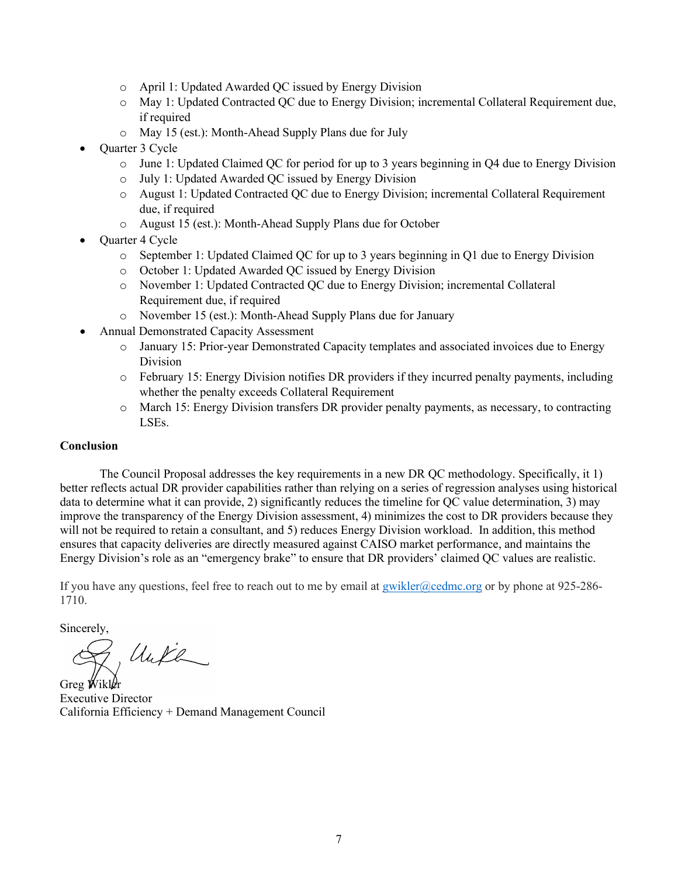- April 1: Updated Awarded QC issued by Energy Division
  - May 1: Updated Contracted QC due to Energy Division; incremental Collateral Requirement due, if required
  - May 15 (est.): Month-Ahead Supply Plans due for July
- Quarter 3 Cycle
  - June 1: Updated Claimed QC for period for up to 3 years beginning in Q4 due to Energy Division
  - July 1: Updated Awarded QC issued by Energy Division
  - August 1: Updated Contracted QC due to Energy Division; incremental Collateral Requirement due, if required
  - August 15 (est.): Month-Ahead Supply Plans due for October
- Quarter 4 Cycle
  - September 1: Updated Claimed QC for up to 3 years beginning in Q1 due to Energy Division
  - October 1: Updated Awarded QC issued by Energy Division
  - November 1: Updated Contracted QC due to Energy Division; incremental Collateral Requirement due, if required
  - November 15 (est.): Month-Ahead Supply Plans due for January
- Annual Demonstrated Capacity Assessment
  - January 15: Prior-year Demonstrated Capacity templates and associated invoices due to Energy Division
  - February 15: Energy Division notifies DR providers if they incurred penalty payments, including whether the penalty exceeds Collateral Requirement
  - March 15: Energy Division transfers DR provider penalty payments, as necessary, to contracting LSEs.

**Conclusion**

The Council Proposal addresses the key requirements in a new DR QC methodology. Specifically, it 1) better reflects actual DR provider capabilities rather than relying on a series of regression analyses using historical data to determine what it can provide, 2) significantly reduces the timeline for QC value determination, 3) may improve the transparency of the Energy Division assessment, 4) minimizes the cost to DR providers because they will not be required to retain a consultant, and 5) reduces Energy Division workload. In addition, this method ensures that capacity deliveries are directly measured against CAISO market performance, and maintains the Energy Division's role as an "emergency brake" to ensure that DR providers' claimed QC values are realistic.

If you have any questions, feel free to reach out to me by email at gwikler@cedmc.org or by phone at 925-286-1710.

Sincerely,

Greg Wikler
Executive Director
California Efficiency + Demand Management Council